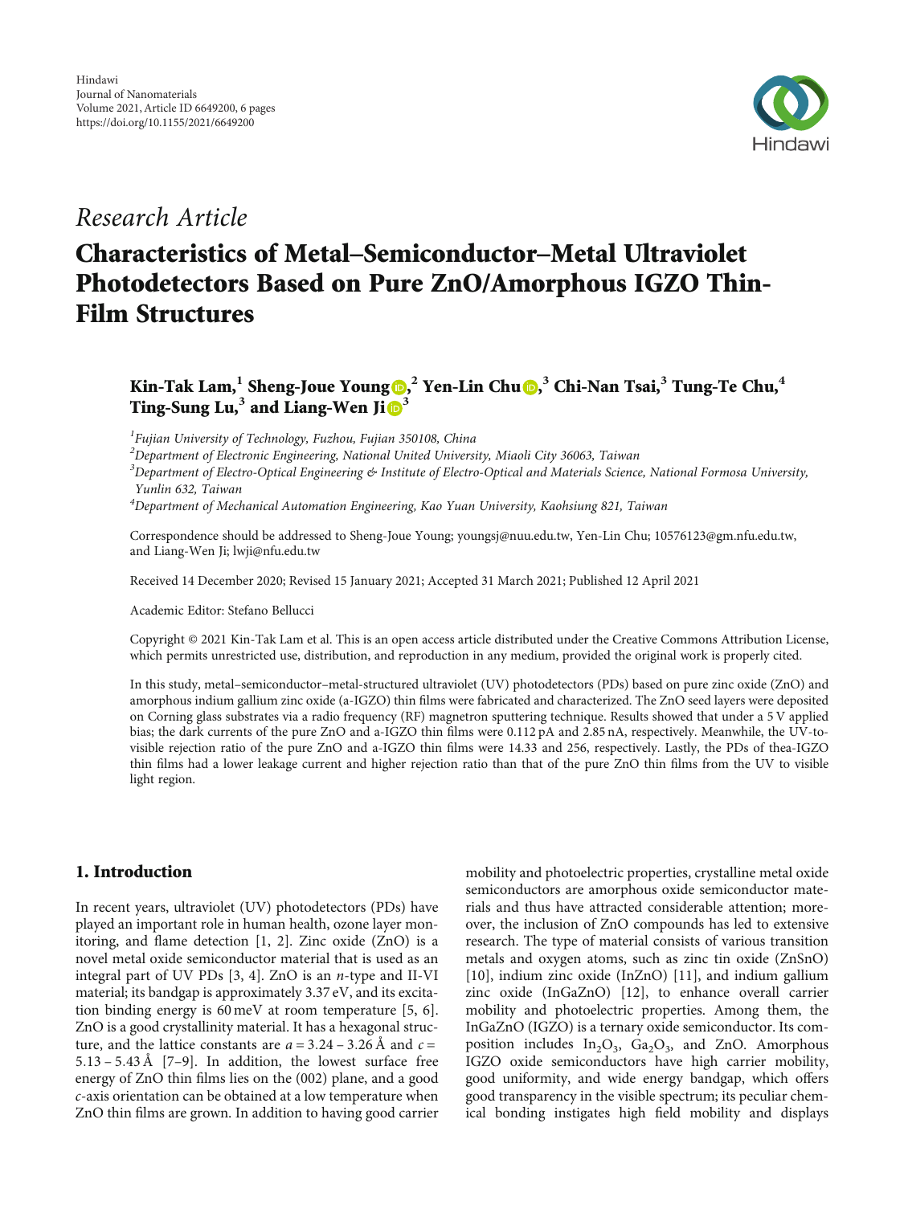Hindawi
Journal of Nanomaterials
Volume 2021, Article ID 6649200, 6 pages
https://doi.org/10.1155/2021/6649200

*Research Article*

# Characteristics of Metal–Semiconductor–Metal Ultraviolet Photodetectors Based on Pure ZnO/Amorphous IGZO Thin-Film Structures

**Kin-Tak Lam,[1] Sheng-Joue Young,[2] Yen-Lin Chu,[3] Chi-Nan Tsai,[3] Tung-Te Chu,[4] Ting-Sung Lu,[3] and Liang-Wen Ji[3]**

[1] *Fujian University of Technology, Fuzhou, Fujian 350108, China*
[2] *Department of Electronic Engineering, National United University, Miaoli City 36063, Taiwan*
[3] *Department of Electro-Optical Engineering & Institute of Electro-Optical and Materials Science, National Formosa University, Yunlin 632, Taiwan*
[4] *Department of Mechanical Automation Engineering, Kao Yuan University, Kaohsiung 821, Taiwan*

Correspondence should be addressed to Sheng-Joue Young; youngsj@nuu.edu.tw, Yen-Lin Chu; 10576123@gm.nfu.edu.tw, and Liang-Wen Ji; lwji@nfu.edu.tw

Received 14 December 2020; Revised 15 January 2021; Accepted 31 March 2021; Published 12 April 2021

Academic Editor: Stefano Bellucci

Copyright © 2021 Kin-Tak Lam et al. This is an open access article distributed under the Creative Commons Attribution License, which permits unrestricted use, distribution, and reproduction in any medium, provided the original work is properly cited.

In this study, metal–semiconductor–metal-structured ultraviolet (UV) photodetectors (PDs) based on pure zinc oxide (ZnO) and amorphous indium gallium zinc oxide (a-IGZO) thin films were fabricated and characterized. The ZnO seed layers were deposited on Corning glass substrates via a radio frequency (RF) magnetron sputtering technique. Results showed that under a 5 V applied bias; the dark currents of the pure ZnO and a-IGZO thin films were 0.112 pA and 2.85 nA, respectively. Meanwhile, the UV-to-visible rejection ratio of the pure ZnO and a-IGZO thin films were 14.33 and 256, respectively. Lastly, the PDs of thea-IGZO thin films had a lower leakage current and higher rejection ratio than that of the pure ZnO thin films from the UV to visible light region.

## 1. Introduction

In recent years, ultraviolet (UV) photodetectors (PDs) have played an important role in human health, ozone layer monitoring, and flame detection [1, 2]. Zinc oxide (ZnO) is a novel metal oxide semiconductor material that is used as an integral part of UV PDs [3, 4]. ZnO is an *n*-type and II-VI material; its bandgap is approximately 3.37 eV, and its excitation binding energy is 60 meV at room temperature [5, 6]. ZnO is a good crystallinity material. It has a hexagonal structure, and the lattice constants are $a = 3.24 - 3.26$ Å and $c = 5.13 - 5.43$ Å [7–9]. In addition, the lowest surface free energy of ZnO thin films lies on the (002) plane, and a good *c*-axis orientation can be obtained at a low temperature when ZnO thin films are grown. In addition to having good carrier mobility and photoelectric properties, crystalline metal oxide semiconductors are amorphous oxide semiconductor materials and thus have attracted considerable attention; moreover, the inclusion of ZnO compounds has led to extensive research. The type of material consists of various transition metals and oxygen atoms, such as zinc tin oxide (ZnSnO) [10], indium zinc oxide (InZnO) [11], and indium gallium zinc oxide (InGaZnO) [12], to enhance overall carrier mobility and photoelectric properties. Among them, the InGaZnO (IGZO) is a ternary oxide semiconductor. Its composition includes $In_2O_3$, $Ga_2O_3$, and ZnO. Amorphous IGZO oxide semiconductors have high carrier mobility, good uniformity, and wide energy bandgap, which offers good transparency in the visible spectrum; its peculiar chemical bonding instigates high field mobility and displays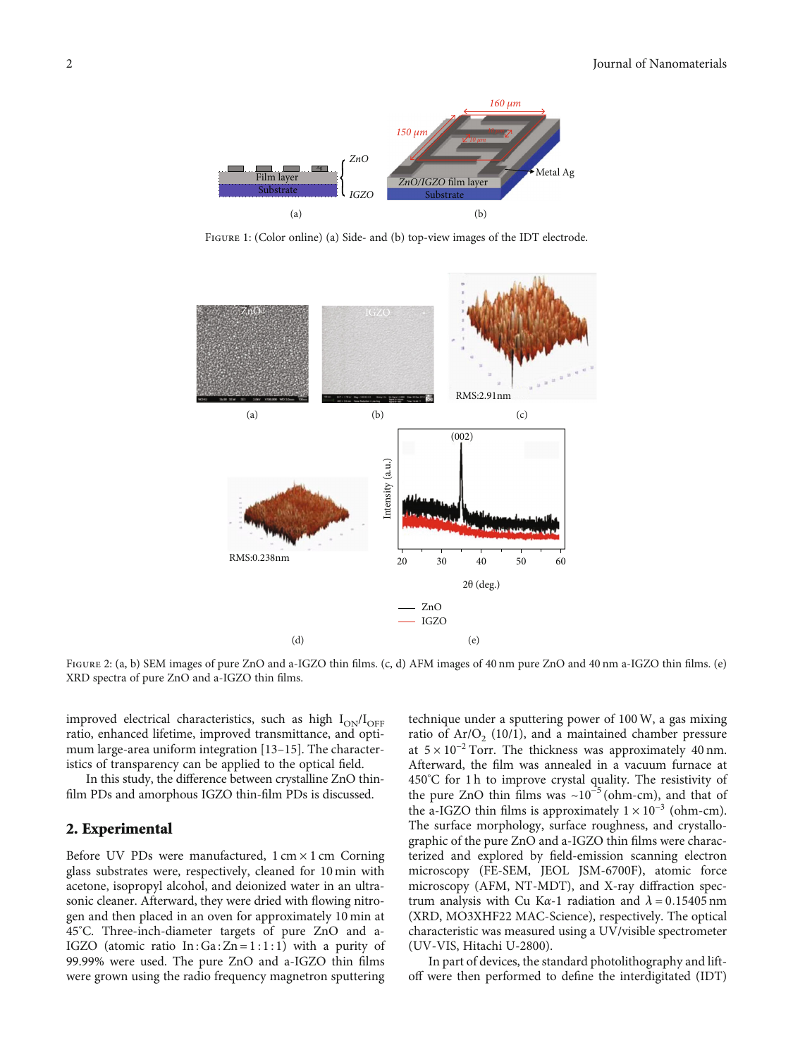FIGURE 1: (Color online) (a) Side- and (b) top-view images of the IDT electrode.

FIGURE 2: (a, b) SEM images of pure ZnO and a-IGZO thin films. (c, d) AFM images of 40 nm pure ZnO and 40 nm a-IGZO thin films. (e) XRD spectra of pure ZnO and a-IGZO thin films.

improved electrical characteristics, such as high $I_{ON}/I_{OFF}$ ratio, enhanced lifetime, improved transmittance, and optimum large-area uniform integration [13–15]. The characteristics of transparency can be applied to the optical field.

In this study, the difference between crystalline ZnO thin-film PDs and amorphous IGZO thin-film PDs is discussed.

## 2. Experimental

Before UV PDs were manufactured, 1 cm × 1 cm Corning glass substrates were, respectively, cleaned for 10 min with acetone, isopropyl alcohol, and deionized water in an ultrasonic cleaner. Afterward, they were dried with flowing nitrogen and then placed in an oven for approximately 10 min at 45°C. Three-inch-diameter targets of pure ZnO and a-IGZO (atomic ratio In : Ga : Zn = 1 : 1 : 1) with a purity of 99.99% were used. The pure ZnO and a-IGZO thin films were grown using the radio frequency magnetron sputtering technique under a sputtering power of 100 W, a gas mixing ratio of $Ar/O_2$ (10/1), and a maintained chamber pressure at $5 \times 10^{-2}$ Torr. The thickness was approximately 40 nm. Afterward, the film was annealed in a vacuum furnace at 450°C for 1 h to improve crystal quality. The resistivity of the pure ZnO thin films was ~$10^{-5}$ (ohm-cm), and that of the a-IGZO thin films is approximately $1 \times 10^{-3}$ (ohm-cm). The surface morphology, surface roughness, and crystallographic of the pure ZnO and a-IGZO thin films were characterized and explored by field-emission scanning electron microscopy (FE-SEM, JEOL JSM-6700F), atomic force microscopy (AFM, NT-MDT), and X-ray diffraction spectrum analysis with Cu K$\alpha$-1 radiation and $\lambda = 0.15405$ nm (XRD, MO3XHF22 MAC-Science), respectively. The optical characteristic was measured using a UV/visible spectrometer (UV-VIS, Hitachi U-2800).

In part of devices, the standard photolithography and lift-off were then performed to define the interdigitated (IDT)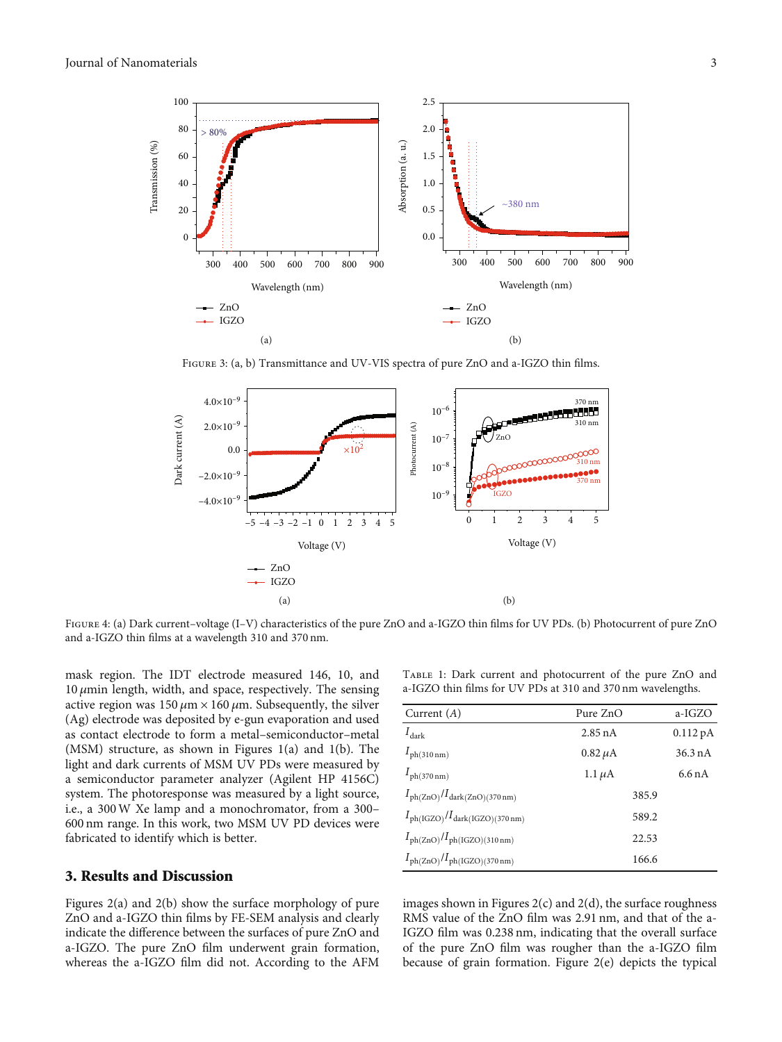Figure 3: (a, b) Transmittance and UV-VIS spectra of pure ZnO and a-IGZO thin films.

Figure 4: (a) Dark current–voltage (I–V) characteristics of the pure ZnO and a-IGZO thin films for UV PDs. (b) Photocurrent of pure ZnO and a-IGZO thin films at a wavelength 310 and 370 nm.

mask region. The IDT electrode measured 146, 10, and 10 $\mu$min length, width, and space, respectively. The sensing active region was 150 $\mu$m × 160 $\mu$m. Subsequently, the silver (Ag) electrode was deposited by e-gun evaporation and used as contact electrode to form a metal–semiconductor–metal (MSM) structure, as shown in Figures 1(a) and 1(b). The light and dark currents of MSM UV PDs were measured by a semiconductor parameter analyzer (Agilent HP 4156C) system. The photoresponse was measured by a light source, i.e., a 300 W Xe lamp and a monochromator, from a 300–600 nm range. In this work, two MSM UV PD devices were fabricated to identify which is better.

Table 1: Dark current and photocurrent of the pure ZnO and a-IGZO thin films for UV PDs at 310 and 370 nm wavelengths.

| Current (*A*) | Pure ZnO | a-IGZO |
|---|---|---|
| $I_{dark}$ | 2.85 nA | 0.112 pA |
| $I_{ph(310\,nm)}$ | 0.82 $\mu$A | 36.3 nA |
| $I_{ph(370\,nm)}$ | 1.1 $\mu$A | 6.6 nA |
| $I_{ph(ZnO)}/I_{dark(ZnO)(370\,nm)}$ | 385.9 | |
| $I_{ph(IGZO)}/I_{dark(IGZO)(370\,nm)}$ | 589.2 | |
| $I_{ph(ZnO)}/I_{ph(IGZO)(310\,nm)}$ | 22.53 | |
| $I_{ph(ZnO)}/I_{ph(IGZO)(370\,nm)}$ | 166.6 | |

## 3. Results and Discussion

Figures 2(a) and 2(b) show the surface morphology of pure ZnO and a-IGZO thin films by FE-SEM analysis and clearly indicate the difference between the surfaces of pure ZnO and a-IGZO. The pure ZnO film underwent grain formation, whereas the a-IGZO film did not. According to the AFM images shown in Figures 2(c) and 2(d), the surface roughness RMS value of the ZnO film was 2.91 nm, and that of the a-IGZO film was 0.238 nm, indicating that the overall surface of the pure ZnO film was rougher than the a-IGZO film because of grain formation. Figure 2(e) depicts the typical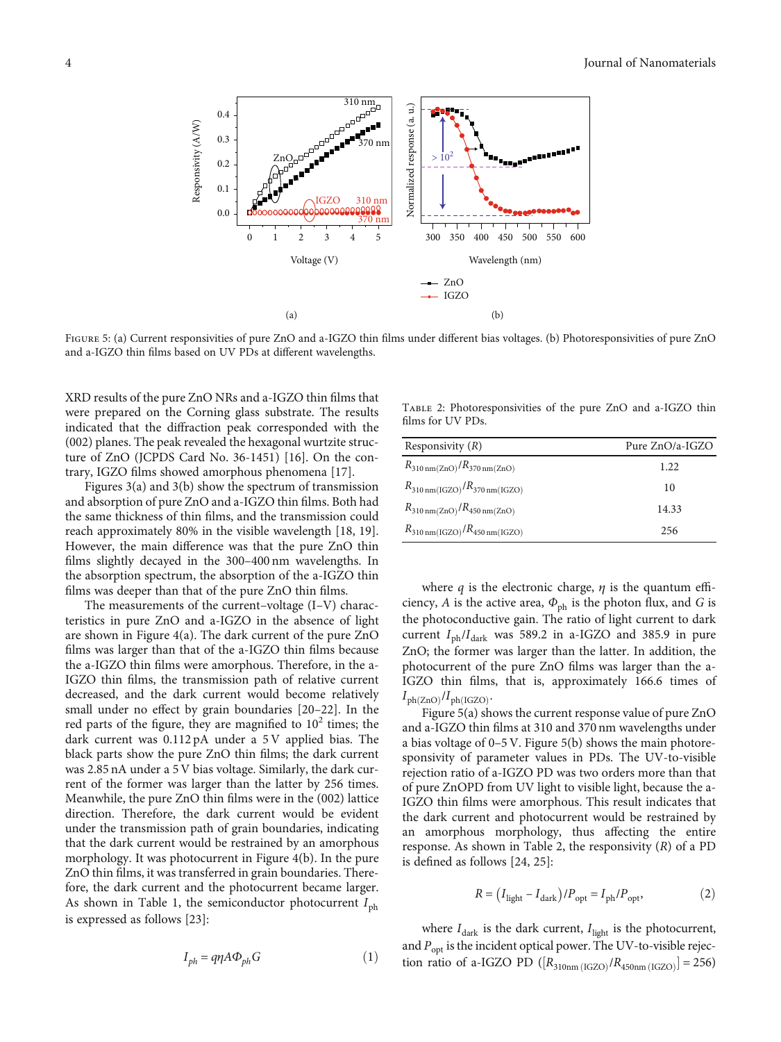Figure 5: (a) Current responsivities of pure ZnO and a-IGZO thin films under different bias voltages. (b) Photoresponsivities of pure ZnO and a-IGZO thin films based on UV PDs at different wavelengths.

XRD results of the pure ZnO NRs and a-IGZO thin films that were prepared on the Corning glass substrate. The results indicated that the diffraction peak corresponded with the (002) planes. The peak revealed the hexagonal wurtzite structure of ZnO (JCPDS Card No. 36-1451) [16]. On the contrary, IGZO films showed amorphous phenomena [17].

Figures 3(a) and 3(b) show the spectrum of transmission and absorption of pure ZnO and a-IGZO thin films. Both had the same thickness of thin films, and the transmission could reach approximately 80% in the visible wavelength [18, 19]. However, the main difference was that the pure ZnO thin films slightly decayed in the 300–400 nm wavelengths. In the absorption spectrum, the absorption of the a-IGZO thin films was deeper than that of the pure ZnO thin films.

The measurements of the current–voltage (I–V) characteristics in pure ZnO and a-IGZO in the absence of light are shown in Figure 4(a). The dark current of the pure ZnO films was larger than that of the a-IGZO thin films because the a-IGZO thin films were amorphous. Therefore, in the a-IGZO thin films, the transmission path of relative current decreased, and the dark current would become relatively small under no effect by grain boundaries [20–22]. In the red parts of the figure, they are magnified to $10^2$ times; the dark current was 0.112 pA under a 5 V applied bias. The black parts show the pure ZnO thin films; the dark current was 2.85 nA under a 5 V bias voltage. Similarly, the dark current of the former was larger than the latter by 256 times. Meanwhile, the pure ZnO thin films were in the (002) lattice direction. Therefore, the dark current would be evident under the transmission path of grain boundaries, indicating that the dark current would be restrained by an amorphous morphology. It was photocurrent in Figure 4(b). In the pure ZnO thin films, it was transferred in grain boundaries. Therefore, the dark current and the photocurrent became larger. As shown in Table 1, the semiconductor photocurrent $I_{ph}$ is expressed as follows [23]:

$$I_{ph} = q\eta A \Phi_{ph} G \tag{1}$$

where $q$ is the electronic charge, $\eta$ is the quantum efficiency, $A$ is the active area, $\Phi_{ph}$ is the photon flux, and $G$ is the photoconductive gain. The ratio of light current to dark current $I_{ph}/I_{dark}$ was 589.2 in a-IGZO and 385.9 in pure ZnO; the former was larger than the latter. In addition, the photocurrent of the pure ZnO films was larger than the a-IGZO thin films, that is, approximately 166.6 times of $I_{ph(ZnO)}/I_{ph(IGZO)}$.

Figure 5(a) shows the current response value of pure ZnO and a-IGZO thin films at 310 and 370 nm wavelengths under a bias voltage of 0–5 V. Figure 5(b) shows the main photoresponsivity of parameter values in PDs. The UV-to-visible rejection ratio of a-IGZO PD was two orders more than that of pure ZnOPD from UV light to visible light, because the a-IGZO thin films were amorphous. This result indicates that the dark current and photocurrent would be restrained by an amorphous morphology, thus affecting the entire response. As shown in Table 2, the responsivity ($R$) of a PD is defined as follows [24, 25]:

$$R = \left(I_{light} - I_{dark}\right)/P_{opt} = I_{ph}/P_{opt}, \tag{2}$$

where $I_{dark}$ is the dark current, $I_{light}$ is the photocurrent, and $P_{opt}$ is the incident optical power. The UV-to-visible rejection ratio of a-IGZO PD ($[R_{310nm\,(IGZO)}/R_{450nm\,(IGZO)}] = 256$)

Table 2: Photoresponsivities of the pure ZnO and a-IGZO thin films for UV PDs.

| Responsivity ($R$) | Pure ZnO/a-IGZO |
|---|---|
| $R_{310\,nm(ZnO)}/R_{370\,nm(ZnO)}$ | 1.22 |
| $R_{310\,nm(IGZO)}/R_{370\,nm(IGZO)}$ | 10 |
| $R_{310\,nm(ZnO)}/R_{450\,nm(ZnO)}$ | 14.33 |
| $R_{310\,nm(IGZO)}/R_{450\,nm(IGZO)}$ | 256 |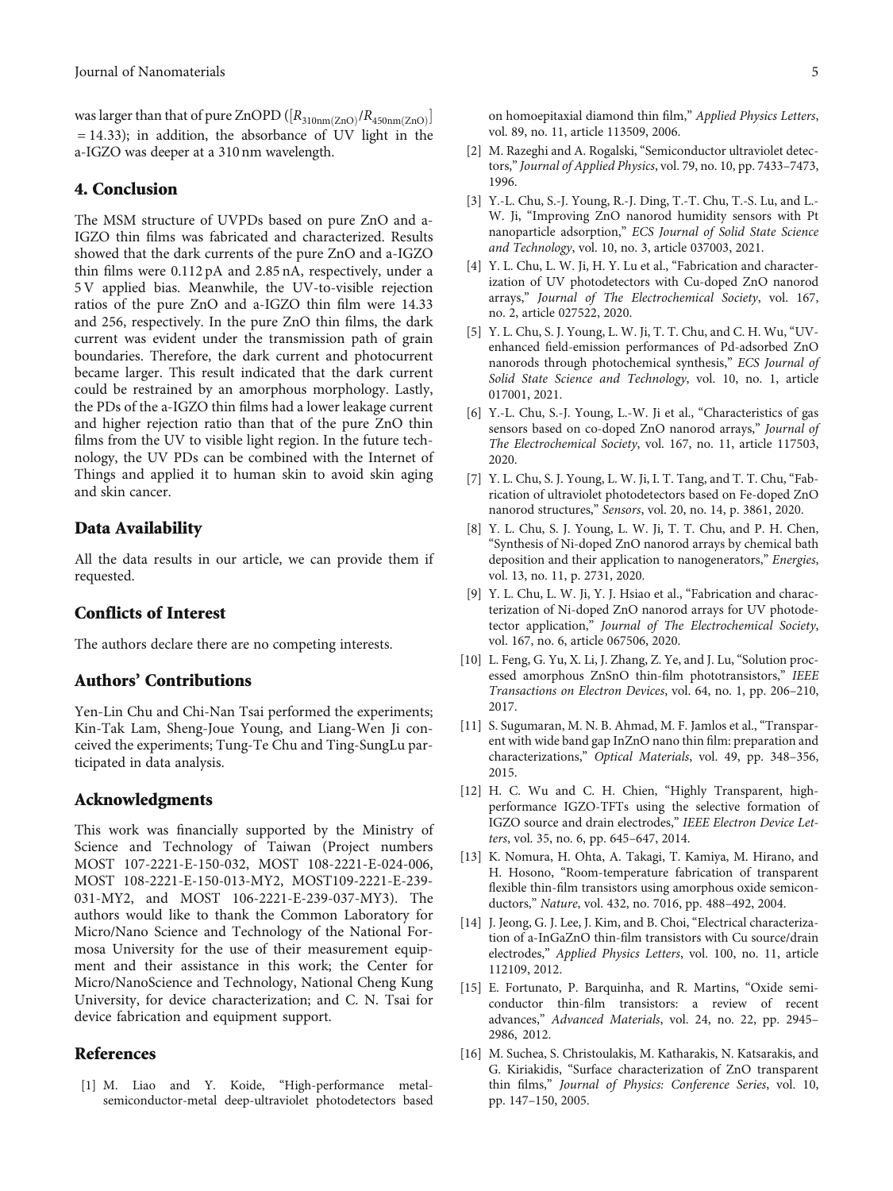was larger than that of pure ZnOPD ($[R_{310nm(ZnO)}/R_{450nm(ZnO)}] = 14.33$); in addition, the absorbance of UV light in the a-IGZO was deeper at a 310 nm wavelength.

## 4. Conclusion

The MSM structure of UVPDs based on pure ZnO and a-IGZO thin films was fabricated and characterized. Results showed that the dark currents of the pure ZnO and a-IGZO thin films were 0.112 pA and 2.85 nA, respectively, under a 5 V applied bias. Meanwhile, the UV-to-visible rejection ratios of the pure ZnO and a-IGZO thin film were 14.33 and 256, respectively. In the pure ZnO thin films, the dark current was evident under the transmission path of grain boundaries. Therefore, the dark current and photocurrent became larger. This result indicated that the dark current could be restrained by an amorphous morphology. Lastly, the PDs of the a-IGZO thin films had a lower leakage current and higher rejection ratio than that of the pure ZnO thin films from the UV to visible light region. In the future technology, the UV PDs can be combined with the Internet of Things and applied it to human skin to avoid skin aging and skin cancer.

## Data Availability

All the data results in our article, we can provide them if requested.

## Conflicts of Interest

The authors declare there are no competing interests.

## Authors' Contributions

Yen-Lin Chu and Chi-Nan Tsai performed the experiments; Kin-Tak Lam, Sheng-Joue Young, and Liang-Wen Ji conceived the experiments; Tung-Te Chu and Ting-SungLu participated in data analysis.

## Acknowledgments

This work was financially supported by the Ministry of Science and Technology of Taiwan (Project numbers MOST 107-2221-E-150-032, MOST 108-2221-E-024-006, MOST 108-2221-E-150-013-MY2, MOST109-2221-E-239-031-MY2, and MOST 106-2221-E-239-037-MY3). The authors would like to thank the Common Laboratory for Micro/Nano Science and Technology of the National Formosa University for the use of their measurement equipment and their assistance in this work; the Center for Micro/NanoScience and Technology, National Cheng Kung University, for device characterization; and C. N. Tsai for device fabrication and equipment support.

## References

[1] M. Liao and Y. Koide, "High-performance metal-semiconductor-metal deep-ultraviolet photodetectors based on homoepitaxial diamond thin film," *Applied Physics Letters*, vol. 89, no. 11, article 113509, 2006.

[2] M. Razeghi and A. Rogalski, "Semiconductor ultraviolet detectors," *Journal of Applied Physics*, vol. 79, no. 10, pp. 7433–7473, 1996.

[3] Y.-L. Chu, S.-J. Young, R.-J. Ding, T.-T. Chu, T.-S. Lu, and L.-W. Ji, "Improving ZnO nanorod humidity sensors with Pt nanoparticle adsorption," *ECS Journal of Solid State Science and Technology*, vol. 10, no. 3, article 037003, 2021.

[4] Y. L. Chu, L. W. Ji, H. Y. Lu et al., "Fabrication and characterization of UV photodetectors with Cu-doped ZnO nanorod arrays," *Journal of The Electrochemical Society*, vol. 167, no. 2, article 027522, 2020.

[5] Y. L. Chu, S. J. Young, L. W. Ji, T. T. Chu, and C. H. Wu, "UV-enhanced field-emission performances of Pd-adsorbed ZnO nanorods through photochemical synthesis," *ECS Journal of Solid State Science and Technology*, vol. 10, no. 1, article 017001, 2021.

[6] Y.-L. Chu, S.-J. Young, L.-W. Ji et al., "Characteristics of gas sensors based on co-doped ZnO nanorod arrays," *Journal of The Electrochemical Society*, vol. 167, no. 11, article 117503, 2020.

[7] Y. L. Chu, S. J. Young, L. W. Ji, I. T. Tang, and T. T. Chu, "Fabrication of ultraviolet photodetectors based on Fe-doped ZnO nanorod structures," *Sensors*, vol. 20, no. 14, p. 3861, 2020.

[8] Y. L. Chu, S. J. Young, L. W. Ji, T. T. Chu, and P. H. Chen, "Synthesis of Ni-doped ZnO nanorod arrays by chemical bath deposition and their application to nanogenerators," *Energies*, vol. 13, no. 11, p. 2731, 2020.

[9] Y. L. Chu, L. W. Ji, Y. J. Hsiao et al., "Fabrication and characterization of Ni-doped ZnO nanorod arrays for UV photodetector application," *Journal of The Electrochemical Society*, vol. 167, no. 6, article 067506, 2020.

[10] L. Feng, G. Yu, X. Li, J. Zhang, Z. Ye, and J. Lu, "Solution processed amorphous ZnSnO thin-film phototransistors," *IEEE Transactions on Electron Devices*, vol. 64, no. 1, pp. 206–210, 2017.

[11] S. Sugumaran, M. N. B. Ahmad, M. F. Jamlos et al., "Transparent with wide band gap InZnO nano thin film: preparation and characterizations," *Optical Materials*, vol. 49, pp. 348–356, 2015.

[12] H. C. Wu and C. H. Chien, "Highly Transparent, high-performance IGZO-TFTs using the selective formation of IGZO source and drain electrodes," *IEEE Electron Device Letters*, vol. 35, no. 6, pp. 645–647, 2014.

[13] K. Nomura, H. Ohta, A. Takagi, T. Kamiya, M. Hirano, and H. Hosono, "Room-temperature fabrication of transparent flexible thin-film transistors using amorphous oxide semiconductors," *Nature*, vol. 432, no. 7016, pp. 488–492, 2004.

[14] J. Jeong, G. J. Lee, J. Kim, and B. Choi, "Electrical characterization of a-InGaZnO thin-film transistors with Cu source/drain electrodes," *Applied Physics Letters*, vol. 100, no. 11, article 112109, 2012.

[15] E. Fortunato, P. Barquinha, and R. Martins, "Oxide semiconductor thin-film transistors: a review of recent advances," *Advanced Materials*, vol. 24, no. 22, pp. 2945–2986, 2012.

[16] M. Suchea, S. Christoulakis, M. Katharakis, N. Katsarakis, and G. Kiriakidis, "Surface characterization of ZnO transparent thin films," *Journal of Physics: Conference Series*, vol. 10, pp. 147–150, 2005.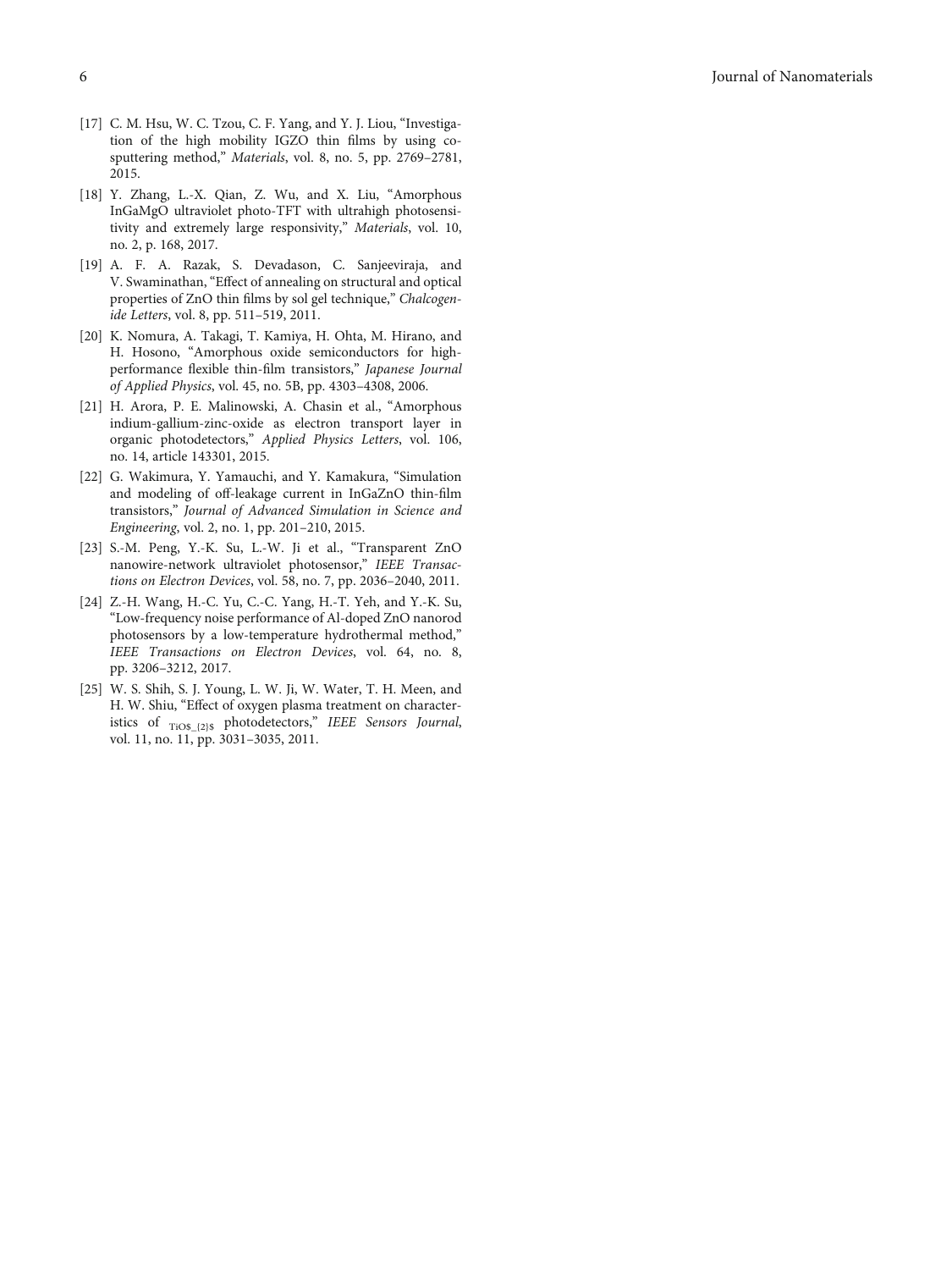[17] C. M. Hsu, W. C. Tzou, C. F. Yang, and Y. J. Liou, "Investigation of the high mobility IGZO thin films by using co-sputtering method," *Materials*, vol. 8, no. 5, pp. 2769–2781, 2015.

[18] Y. Zhang, L.-X. Qian, Z. Wu, and X. Liu, "Amorphous InGaMgO ultraviolet photo-TFT with ultrahigh photosensitivity and extremely large responsivity," *Materials*, vol. 10, no. 2, p. 168, 2017.

[19] A. F. A. Razak, S. Devadason, C. Sanjeeviraja, and V. Swaminathan, "Effect of annealing on structural and optical properties of ZnO thin films by sol gel technique," *Chalcogenide Letters*, vol. 8, pp. 511–519, 2011.

[20] K. Nomura, A. Takagi, T. Kamiya, H. Ohta, M. Hirano, and H. Hosono, "Amorphous oxide semiconductors for high-performance flexible thin-film transistors," *Japanese Journal of Applied Physics*, vol. 45, no. 5B, pp. 4303–4308, 2006.

[21] H. Arora, P. E. Malinowski, A. Chasin et al., "Amorphous indium-gallium-zinc-oxide as electron transport layer in organic photodetectors," *Applied Physics Letters*, vol. 106, no. 14, article 143301, 2015.

[22] G. Wakimura, Y. Yamauchi, and Y. Kamakura, "Simulation and modeling of off-leakage current in InGaZnO thin-film transistors," *Journal of Advanced Simulation in Science and Engineering*, vol. 2, no. 1, pp. 201–210, 2015.

[23] S.-M. Peng, Y.-K. Su, L.-W. Ji et al., "Transparent ZnO nanowire-network ultraviolet photosensor," *IEEE Transactions on Electron Devices*, vol. 58, no. 7, pp. 2036–2040, 2011.

[24] Z.-H. Wang, H.-C. Yu, C.-C. Yang, H.-T. Yeh, and Y.-K. Su, "Low-frequency noise performance of Al-doped ZnO nanorod photosensors by a low-temperature hydrothermal method," *IEEE Transactions on Electron Devices*, vol. 64, no. 8, pp. 3206–3212, 2017.

[25] W. S. Shih, S. J. Young, L. W. Ji, W. Water, T. H. Meen, and H. W. Shiu, "Effect of oxygen plasma treatment on characteristics of TiO$_{2}$$ photodetectors," *IEEE Sensors Journal*, vol. 11, no. 11, pp. 3031–3035, 2011.